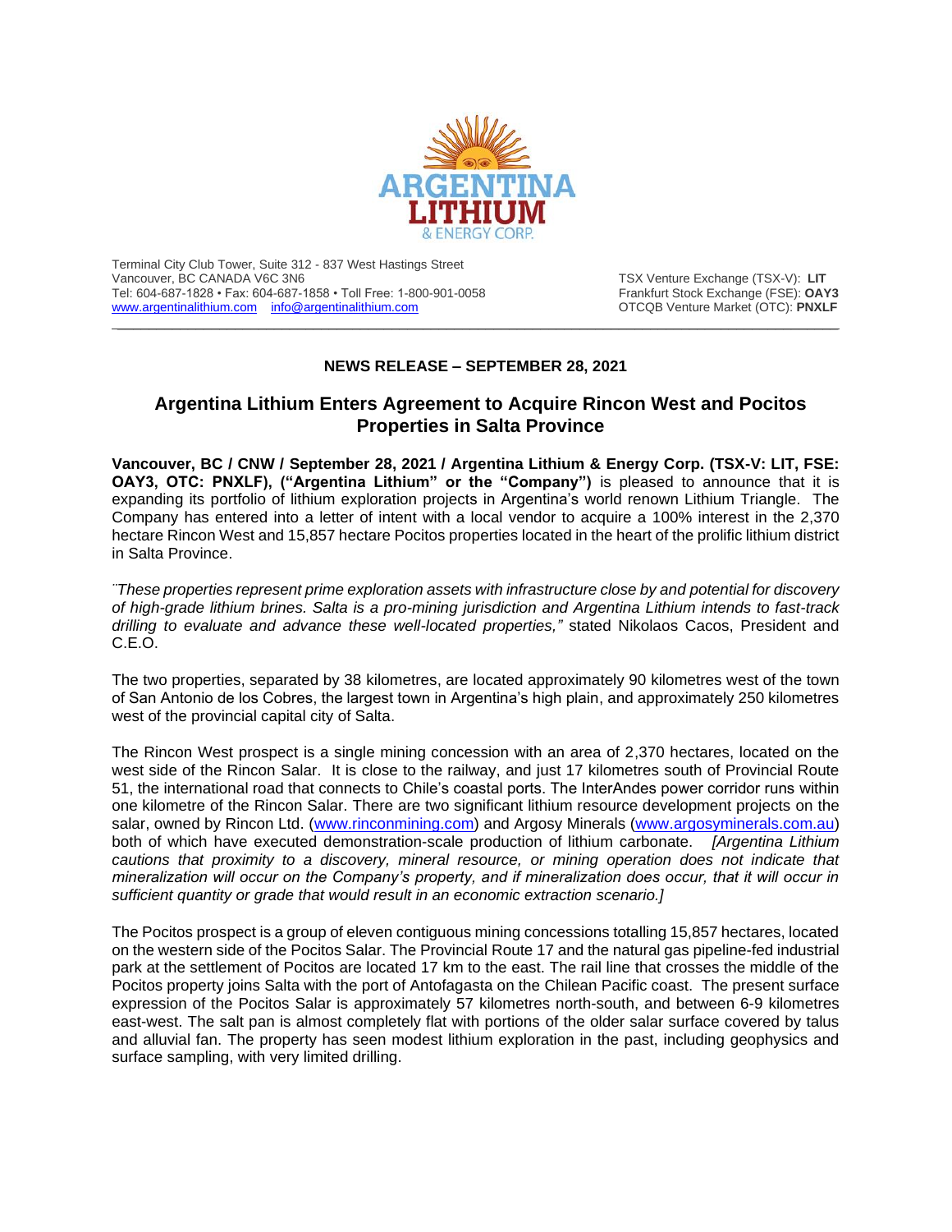ARGENTINA LITHIUM & ENERGY CORP.

Terminal City Club Tower, Suite 312 - 837 West Hastings Street
Vancouver, BC CANADA V6C 3N6
Tel: 604-687-1828 • Fax: 604-687-1858 • Toll Free: 1-800-901-0058
www.argentinalithium.com info@argentinalithium.com

TSX Venture Exchange (TSX-V): **LIT**
Frankfurt Stock Exchange (FSE): **OAY3**
OTCQB Venture Market (OTC): **PNXLF**

---

**NEWS RELEASE – SEPTEMBER 28, 2021**

## Argentina Lithium Enters Agreement to Acquire Rincon West and Pocitos Properties in Salta Province

**Vancouver, BC / CNW / September 28, 2021 / Argentina Lithium & Energy Corp. (TSX-V: LIT, FSE: OAY3, OTC: PNXLF), ("Argentina Lithium" or the "Company")** is pleased to announce that it is expanding its portfolio of lithium exploration projects in Argentina's world renown Lithium Triangle. The Company has entered into a letter of intent with a local vendor to acquire a 100% interest in the 2,370 hectare Rincon West and 15,857 hectare Pocitos properties located in the heart of the prolific lithium district in Salta Province.

*"These properties represent prime exploration assets with infrastructure close by and potential for discovery of high-grade lithium brines. Salta is a pro-mining jurisdiction and Argentina Lithium intends to fast-track drilling to evaluate and advance these well-located properties,"* stated Nikolaos Cacos, President and C.E.O.

The two properties, separated by 38 kilometres, are located approximately 90 kilometres west of the town of San Antonio de los Cobres, the largest town in Argentina's high plain, and approximately 250 kilometres west of the provincial capital city of Salta.

The Rincon West prospect is a single mining concession with an area of 2,370 hectares, located on the west side of the Rincon Salar. It is close to the railway, and just 17 kilometres south of Provincial Route 51, the international road that connects to Chile's coastal ports. The InterAndes power corridor runs within one kilometre of the Rincon Salar. There are two significant lithium resource development projects on the salar, owned by Rincon Ltd. (www.rinconmining.com) and Argosy Minerals (www.argosyminerals.com.au) both of which have executed demonstration-scale production of lithium carbonate. *[Argentina Lithium cautions that proximity to a discovery, mineral resource, or mining operation does not indicate that mineralization will occur on the Company's property, and if mineralization does occur, that it will occur in sufficient quantity or grade that would result in an economic extraction scenario.]*

The Pocitos prospect is a group of eleven contiguous mining concessions totalling 15,857 hectares, located on the western side of the Pocitos Salar. The Provincial Route 17 and the natural gas pipeline-fed industrial park at the settlement of Pocitos are located 17 km to the east. The rail line that crosses the middle of the Pocitos property joins Salta with the port of Antofagasta on the Chilean Pacific coast. The present surface expression of the Pocitos Salar is approximately 57 kilometres north-south, and between 6-9 kilometres east-west. The salt pan is almost completely flat with portions of the older salar surface covered by talus and alluvial fan. The property has seen modest lithium exploration in the past, including geophysics and surface sampling, with very limited drilling.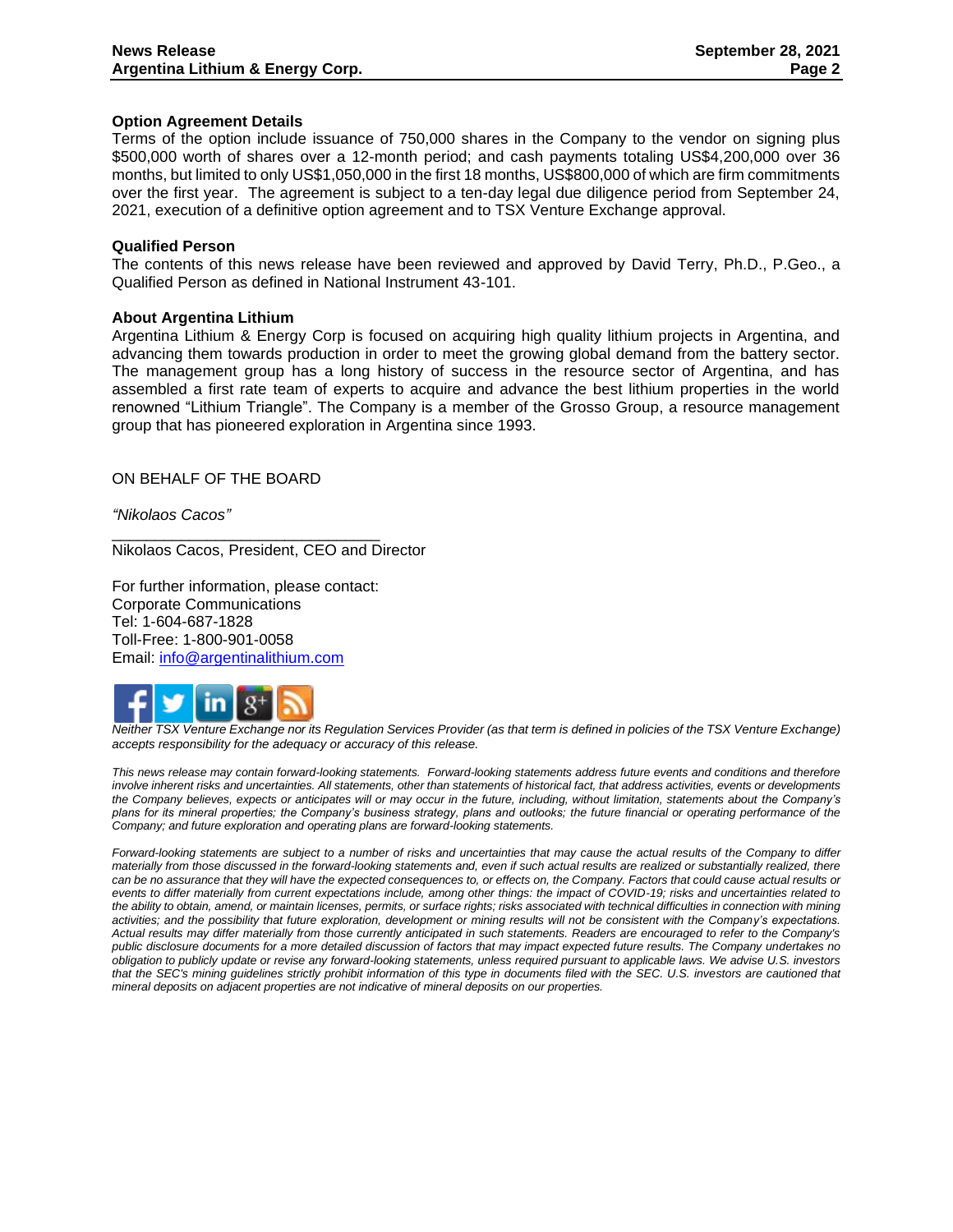**Option Agreement Details**

Terms of the option include issuance of 750,000 shares in the Company to the vendor on signing plus $500,000 worth of shares over a 12-month period; and cash payments totaling US$4,200,000 over 36 months, but limited to only US$1,050,000 in the first 18 months, US$800,000 of which are firm commitments over the first year. The agreement is subject to a ten-day legal due diligence period from September 24, 2021, execution of a definitive option agreement and to TSX Venture Exchange approval.

**Qualified Person**

The contents of this news release have been reviewed and approved by David Terry, Ph.D., P.Geo., a Qualified Person as defined in National Instrument 43-101.

**About Argentina Lithium**

Argentina Lithium & Energy Corp is focused on acquiring high quality lithium projects in Argentina, and advancing them towards production in order to meet the growing global demand from the battery sector. The management group has a long history of success in the resource sector of Argentina, and has assembled a first rate team of experts to acquire and advance the best lithium properties in the world renowned "Lithium Triangle". The Company is a member of the Grosso Group, a resource management group that has pioneered exploration in Argentina since 1993.

ON BEHALF OF THE BOARD

*"Nikolaos Cacos"*

______________________________

Nikolaos Cacos, President, CEO and Director

For further information, please contact:
Corporate Communications
Tel: 1-604-687-1828
Toll-Free: 1-800-901-0058
Email: info@argentinalithium.com

*Neither TSX Venture Exchange nor its Regulation Services Provider (as that term is defined in policies of the TSX Venture Exchange) accepts responsibility for the adequacy or accuracy of this release.*

*This news release may contain forward-looking statements. Forward-looking statements address future events and conditions and therefore involve inherent risks and uncertainties. All statements, other than statements of historical fact, that address activities, events or developments the Company believes, expects or anticipates will or may occur in the future, including, without limitation, statements about the Company's plans for its mineral properties; the Company's business strategy, plans and outlooks; the future financial or operating performance of the Company; and future exploration and operating plans are forward-looking statements.*

*Forward-looking statements are subject to a number of risks and uncertainties that may cause the actual results of the Company to differ materially from those discussed in the forward-looking statements and, even if such actual results are realized or substantially realized, there can be no assurance that they will have the expected consequences to, or effects on, the Company. Factors that could cause actual results or events to differ materially from current expectations include, among other things: the impact of COVID-19; risks and uncertainties related to the ability to obtain, amend, or maintain licenses, permits, or surface rights; risks associated with technical difficulties in connection with mining activities; and the possibility that future exploration, development or mining results will not be consistent with the Company's expectations. Actual results may differ materially from those currently anticipated in such statements. Readers are encouraged to refer to the Company's public disclosure documents for a more detailed discussion of factors that may impact expected future results. The Company undertakes no obligation to publicly update or revise any forward-looking statements, unless required pursuant to applicable laws. We advise U.S. investors that the SEC's mining guidelines strictly prohibit information of this type in documents filed with the SEC. U.S. investors are cautioned that mineral deposits on adjacent properties are not indicative of mineral deposits on our properties.*